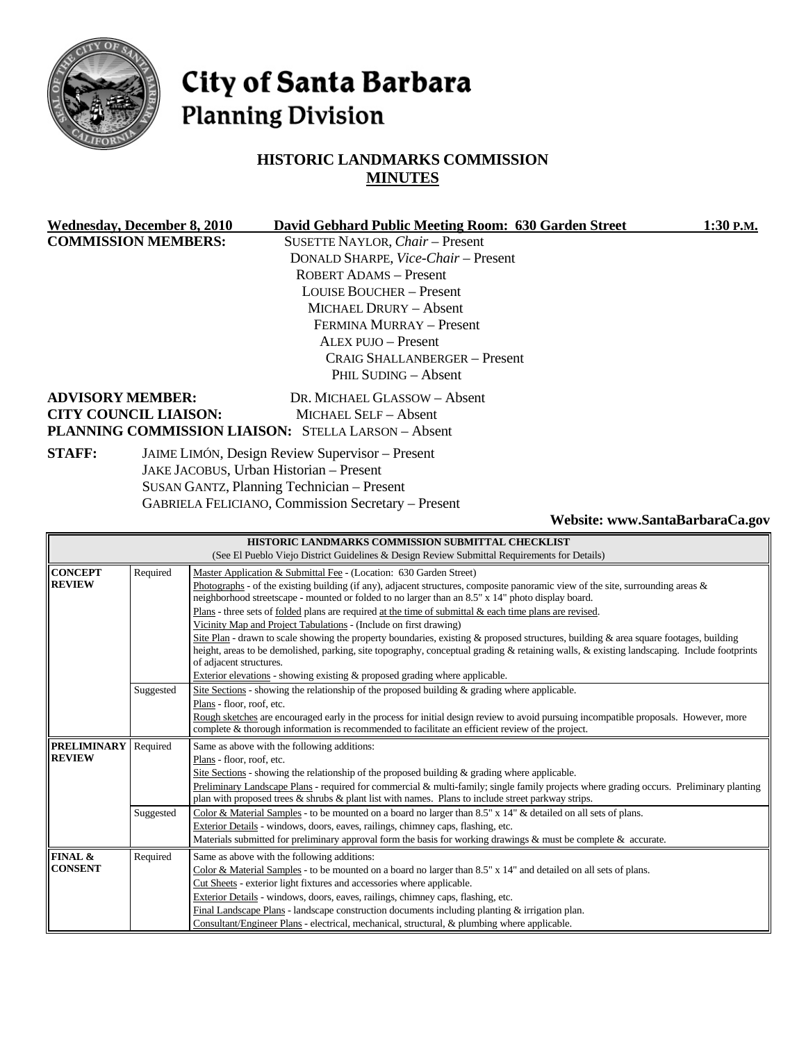# City of Santa Barbara
## Planning Division

### HISTORIC LANDMARKS COMMISSION
### MINUTES

**Wednesday, December 8, 2010** **David Gebhard Public Meeting Room: 630 Garden Street** **1:30 P.M.**

**COMMISSION MEMBERS:**
SUSETTE NAYLOR, *Chair* – Present
DONALD SHARPE, *Vice-Chair* – Present
ROBERT ADAMS – Present
LOUISE BOUCHER – Present
MICHAEL DRURY – Absent
FERMINA MURRAY – Present
ALEX PUJO – Present
CRAIG SHALLANBERGER – Present
PHIL SUDING – Absent

**ADVISORY MEMBER:** DR. MICHAEL GLASSOW – Absent
**CITY COUNCIL LIAISON:** MICHAEL SELF – Absent
**PLANNING COMMISSION LIAISON:** STELLA LARSON – Absent

**STAFF:**
JAIME LIMÓN, Design Review Supervisor – Present
JAKE JACOBUS, Urban Historian – Present
SUSAN GANTZ, Planning Technician – Present
GABRIELA FELICIANO, Commission Secretary – Present

**Website: www.SantaBarbaraCa.gov**

| HISTORIC LANDMARKS COMMISSION SUBMITTAL CHECKLIST (See El Pueblo Viejo District Guidelines & Design Review Submittal Requirements for Details) | | |
|---|---|---|
| **CONCEPT REVIEW** | Required | Master Application & Submittal Fee - (Location: 630 Garden Street)<br>Photographs - of the existing building (if any), adjacent structures, composite panoramic view of the site, surrounding areas & neighborhood streetscape - mounted or folded to no larger than an 8.5" x 14" photo display board.<br>Plans - three sets of folded plans are required at the time of submittal & each time plans are revised.<br>Vicinity Map and Project Tabulations - (Include on first drawing)<br>Site Plan - drawn to scale showing the property boundaries, existing & proposed structures, building & area square footages, building height, areas to be demolished, parking, site topography, conceptual grading & retaining walls, & existing landscaping. Include footprints of adjacent structures.<br>Exterior elevations - showing existing & proposed grading where applicable. |
| | Suggested | Site Sections - showing the relationship of the proposed building & grading where applicable.<br>Plans - floor, roof, etc.<br>Rough sketches are encouraged early in the process for initial design review to avoid pursuing incompatible proposals. However, more complete & thorough information is recommended to facilitate an efficient review of the project. |
| **PRELIMINARY REVIEW** | Required | Same as above with the following additions:<br>Plans - floor, roof, etc.<br>Site Sections - showing the relationship of the proposed building & grading where applicable.<br>Preliminary Landscape Plans - required for commercial & multi-family; single family projects where grading occurs. Preliminary planting plan with proposed trees & shrubs & plant list with names. Plans to include street parkway strips. |
| | Suggested | Color & Material Samples - to be mounted on a board no larger than 8.5" x 14" & detailed on all sets of plans.<br>Exterior Details - windows, doors, eaves, railings, chimney caps, flashing, etc.<br>Materials submitted for preliminary approval form the basis for working drawings & must be complete & accurate. |
| **FINAL & CONSENT** | Required | Same as above with the following additions:<br>Color & Material Samples - to be mounted on a board no larger than 8.5" x 14" and detailed on all sets of plans.<br>Cut Sheets - exterior light fixtures and accessories where applicable.<br>Exterior Details - windows, doors, eaves, railings, chimney caps, flashing, etc.<br>Final Landscape Plans - landscape construction documents including planting & irrigation plan.<br>Consultant/Engineer Plans - electrical, mechanical, structural, & plumbing where applicable. |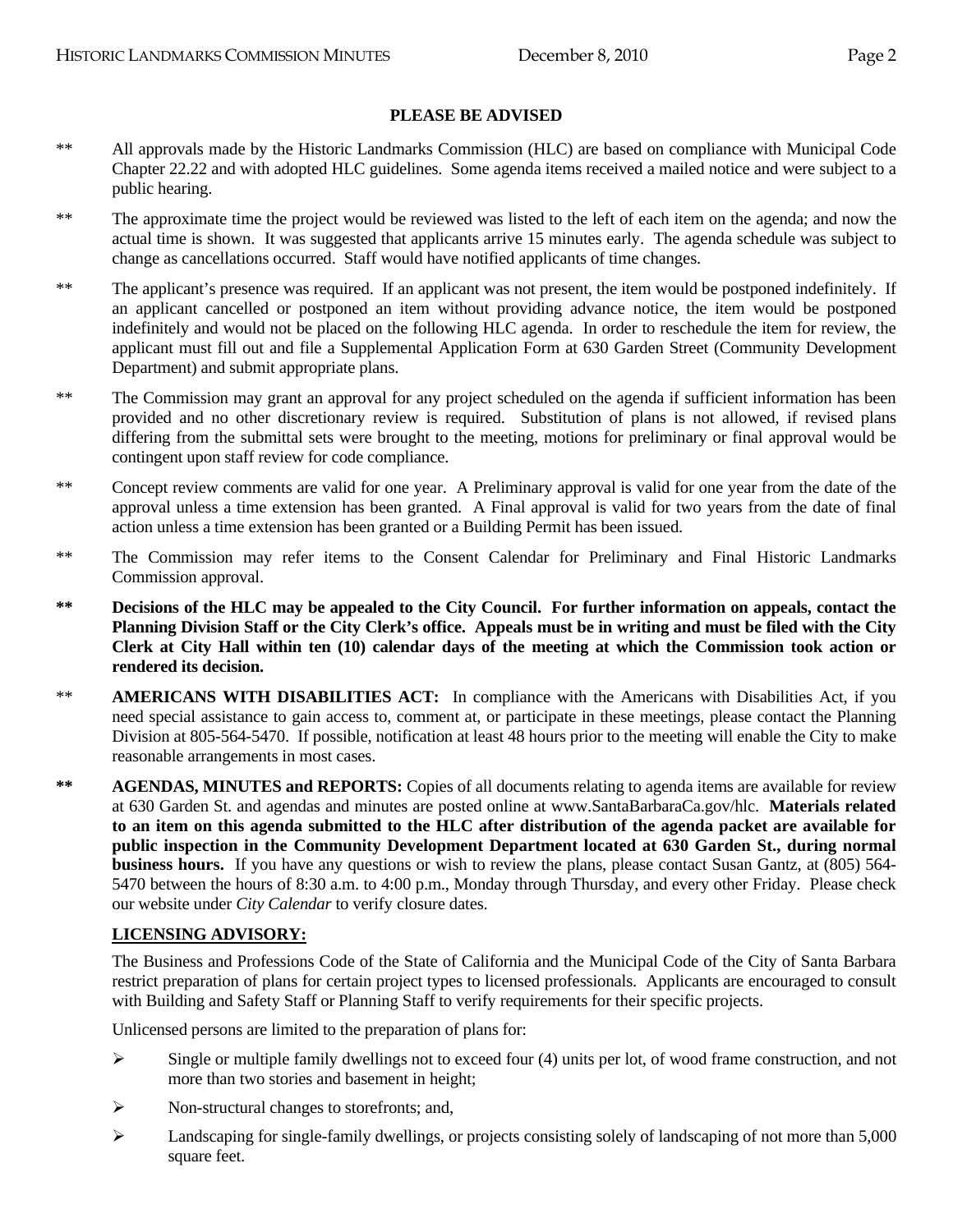## PLEASE BE ADVISED

** All approvals made by the Historic Landmarks Commission (HLC) are based on compliance with Municipal Code Chapter 22.22 and with adopted HLC guidelines. Some agenda items received a mailed notice and were subject to a public hearing.

** The approximate time the project would be reviewed was listed to the left of each item on the agenda; and now the actual time is shown. It was suggested that applicants arrive 15 minutes early. The agenda schedule was subject to change as cancellations occurred. Staff would have notified applicants of time changes.

** The applicant's presence was required. If an applicant was not present, the item would be postponed indefinitely. If an applicant cancelled or postponed an item without providing advance notice, the item would be postponed indefinitely and would not be placed on the following HLC agenda. In order to reschedule the item for review, the applicant must fill out and file a Supplemental Application Form at 630 Garden Street (Community Development Department) and submit appropriate plans.

** The Commission may grant an approval for any project scheduled on the agenda if sufficient information has been provided and no other discretionary review is required. Substitution of plans is not allowed, if revised plans differing from the submittal sets were brought to the meeting, motions for preliminary or final approval would be contingent upon staff review for code compliance.

** Concept review comments are valid for one year. A Preliminary approval is valid for one year from the date of the approval unless a time extension has been granted. A Final approval is valid for two years from the date of final action unless a time extension has been granted or a Building Permit has been issued.

** The Commission may refer items to the Consent Calendar for Preliminary and Final Historic Landmarks Commission approval.

**\*\* Decisions of the HLC may be appealed to the City Council. For further information on appeals, contact the Planning Division Staff or the City Clerk's office. Appeals must be in writing and must be filed with the City Clerk at City Hall within ten (10) calendar days of the meeting at which the Commission took action or rendered its decision.**

** **AMERICANS WITH DISABILITIES ACT:** In compliance with the Americans with Disabilities Act, if you need special assistance to gain access to, comment at, or participate in these meetings, please contact the Planning Division at 805-564-5470. If possible, notification at least 48 hours prior to the meeting will enable the City to make reasonable arrangements in most cases.

** **AGENDAS, MINUTES and REPORTS:** Copies of all documents relating to agenda items are available for review at 630 Garden St. and agendas and minutes are posted online at www.SantaBarbaraCa.gov/hlc. **Materials related to an item on this agenda submitted to the HLC after distribution of the agenda packet are available for public inspection in the Community Development Department located at 630 Garden St., during normal business hours.** If you have any questions or wish to review the plans, please contact Susan Gantz, at (805) 564-5470 between the hours of 8:30 a.m. to 4:00 p.m., Monday through Thursday, and every other Friday. Please check our website under *City Calendar* to verify closure dates.

**LICENSING ADVISORY:**

The Business and Professions Code of the State of California and the Municipal Code of the City of Santa Barbara restrict preparation of plans for certain project types to licensed professionals. Applicants are encouraged to consult with Building and Safety Staff or Planning Staff to verify requirements for their specific projects.

Unlicensed persons are limited to the preparation of plans for:

- Single or multiple family dwellings not to exceed four (4) units per lot, of wood frame construction, and not more than two stories and basement in height;
- Non-structural changes to storefronts; and,
- Landscaping for single-family dwellings, or projects consisting solely of landscaping of not more than 5,000 square feet.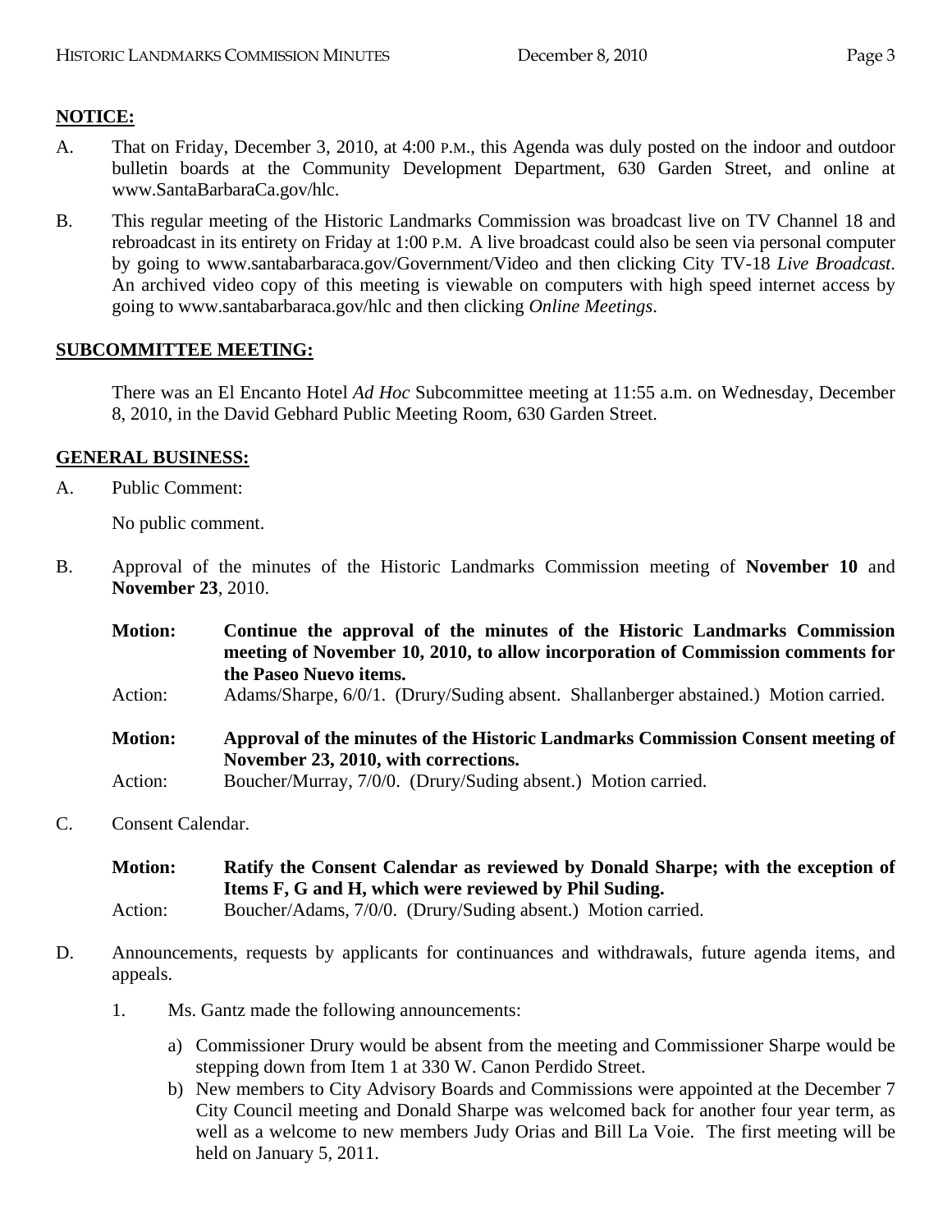**NOTICE:**

A. That on Friday, December 3, 2010, at 4:00 P.M., this Agenda was duly posted on the indoor and outdoor bulletin boards at the Community Development Department, 630 Garden Street, and online at www.SantaBarbaraCa.gov/hlc.

B. This regular meeting of the Historic Landmarks Commission was broadcast live on TV Channel 18 and rebroadcast in its entirety on Friday at 1:00 P.M. A live broadcast could also be seen via personal computer by going to www.santabarbaraca.gov/Government/Video and then clicking City TV-18 *Live Broadcast*. An archived video copy of this meeting is viewable on computers with high speed internet access by going to www.santabarbaraca.gov/hlc and then clicking *Online Meetings*.

**SUBCOMMITTEE MEETING:**

There was an El Encanto Hotel *Ad Hoc* Subcommittee meeting at 11:55 a.m. on Wednesday, December 8, 2010, in the David Gebhard Public Meeting Room, 630 Garden Street.

**GENERAL BUSINESS:**

A. Public Comment:

No public comment.

B. Approval of the minutes of the Historic Landmarks Commission meeting of **November 10** and **November 23**, 2010.

**Motion:** **Continue the approval of the minutes of the Historic Landmarks Commission meeting of November 10, 2010, to allow incorporation of Commission comments for the Paseo Nuevo items.**
Action: Adams/Sharpe, 6/0/1. (Drury/Suding absent. Shallanberger abstained.) Motion carried.

**Motion:** **Approval of the minutes of the Historic Landmarks Commission Consent meeting of November 23, 2010, with corrections.**
Action: Boucher/Murray, 7/0/0. (Drury/Suding absent.) Motion carried.

C. Consent Calendar.

**Motion:** **Ratify the Consent Calendar as reviewed by Donald Sharpe; with the exception of Items F, G and H, which were reviewed by Phil Suding.**
Action: Boucher/Adams, 7/0/0. (Drury/Suding absent.) Motion carried.

D. Announcements, requests by applicants for continuances and withdrawals, future agenda items, and appeals.

1. Ms. Gantz made the following announcements:

   a) Commissioner Drury would be absent from the meeting and Commissioner Sharpe would be stepping down from Item 1 at 330 W. Canon Perdido Street.
   b) New members to City Advisory Boards and Commissions were appointed at the December 7 City Council meeting and Donald Sharpe was welcomed back for another four year term, as well as a welcome to new members Judy Orias and Bill La Voie. The first meeting will be held on January 5, 2011.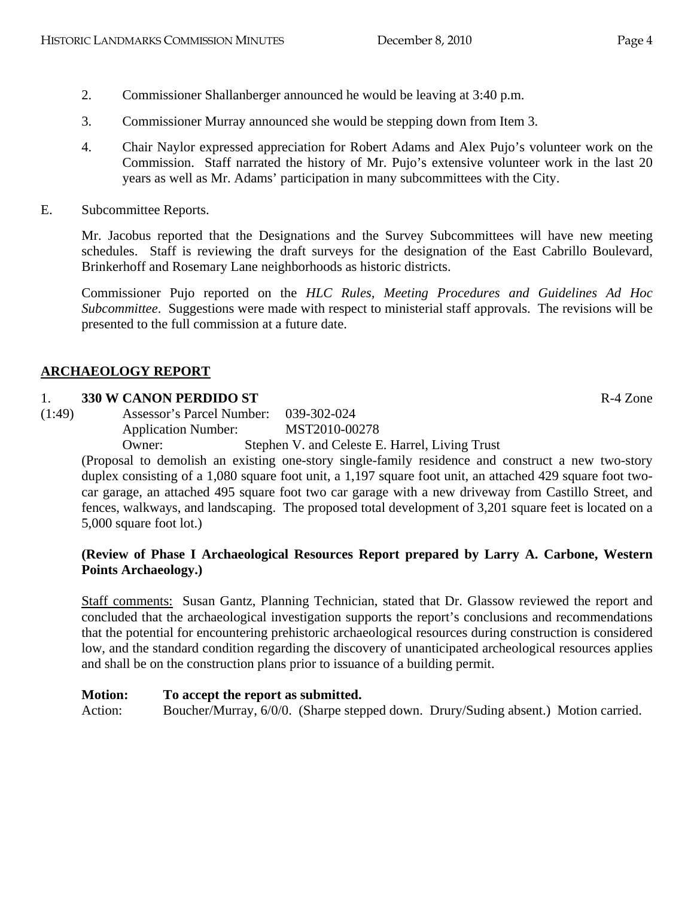2. Commissioner Shallanberger announced he would be leaving at 3:40 p.m.

3. Commissioner Murray announced she would be stepping down from Item 3.

4. Chair Naylor expressed appreciation for Robert Adams and Alex Pujo's volunteer work on the Commission. Staff narrated the history of Mr. Pujo's extensive volunteer work in the last 20 years as well as Mr. Adams' participation in many subcommittees with the City.

E. Subcommittee Reports.

Mr. Jacobus reported that the Designations and the Survey Subcommittees will have new meeting schedules. Staff is reviewing the draft surveys for the designation of the East Cabrillo Boulevard, Brinkerhoff and Rosemary Lane neighborhoods as historic districts.

Commissioner Pujo reported on the *HLC Rules, Meeting Procedures and Guidelines Ad Hoc Subcommittee*. Suggestions were made with respect to ministerial staff approvals. The revisions will be presented to the full commission at a future date.

## ARCHAEOLOGY REPORT

1. **330 W CANON PERDIDO ST** R-4 Zone

(1:49)
Assessor's Parcel Number: 039-302-024
Application Number: MST2010-00278
Owner: Stephen V. and Celeste E. Harrel, Living Trust

(Proposal to demolish an existing one-story single-family residence and construct a new two-story duplex consisting of a 1,080 square foot unit, a 1,197 square foot unit, an attached 429 square foot two-car garage, an attached 495 square foot two car garage with a new driveway from Castillo Street, and fences, walkways, and landscaping. The proposed total development of 3,201 square feet is located on a 5,000 square foot lot.)

**(Review of Phase I Archaeological Resources Report prepared by Larry A. Carbone, Western Points Archaeology.)**

Staff comments: Susan Gantz, Planning Technician, stated that Dr. Glassow reviewed the report and concluded that the archaeological investigation supports the report's conclusions and recommendations that the potential for encountering prehistoric archaeological resources during construction is considered low, and the standard condition regarding the discovery of unanticipated archeological resources applies and shall be on the construction plans prior to issuance of a building permit.

**Motion: To accept the report as submitted.**
Action: Boucher/Murray, 6/0/0. (Sharpe stepped down. Drury/Suding absent.) Motion carried.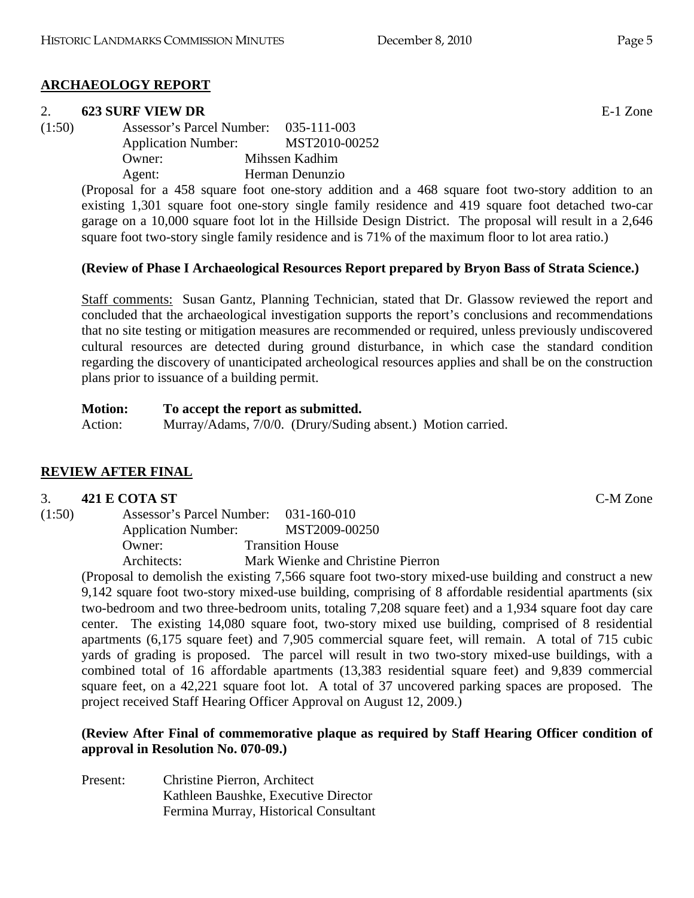## ARCHAEOLOGY REPORT

2. **623 SURF VIEW DR** E-1 Zone

(1:50) Assessor's Parcel Number: 035-111-003
Application Number: MST2010-00252
Owner: Mihssen Kadhim
Agent: Herman Denunzio

(Proposal for a 458 square foot one-story addition and a 468 square foot two-story addition to an existing 1,301 square foot one-story single family residence and 419 square foot detached two-car garage on a 10,000 square foot lot in the Hillside Design District. The proposal will result in a 2,646 square foot two-story single family residence and is 71% of the maximum floor to lot area ratio.)

**(Review of Phase I Archaeological Resources Report prepared by Bryon Bass of Strata Science.)**

Staff comments: Susan Gantz, Planning Technician, stated that Dr. Glassow reviewed the report and concluded that the archaeological investigation supports the report's conclusions and recommendations that no site testing or mitigation measures are recommended or required, unless previously undiscovered cultural resources are detected during ground disturbance, in which case the standard condition regarding the discovery of unanticipated archeological resources applies and shall be on the construction plans prior to issuance of a building permit.

**Motion: To accept the report as submitted.**
Action: Murray/Adams, 7/0/0. (Drury/Suding absent.) Motion carried.

## REVIEW AFTER FINAL

3. **421 E COTA ST** C-M Zone

(1:50) Assessor's Parcel Number: 031-160-010
Application Number: MST2009-00250
Owner: Transition House
Architects: Mark Wienke and Christine Pierron

(Proposal to demolish the existing 7,566 square foot two-story mixed-use building and construct a new 9,142 square foot two-story mixed-use building, comprising of 8 affordable residential apartments (six two-bedroom and two three-bedroom units, totaling 7,208 square feet) and a 1,934 square foot day care center. The existing 14,080 square foot, two-story mixed use building, comprised of 8 residential apartments (6,175 square feet) and 7,905 commercial square feet, will remain. A total of 715 cubic yards of grading is proposed. The parcel will result in two two-story mixed-use buildings, with a combined total of 16 affordable apartments (13,383 residential square feet) and 9,839 commercial square feet, on a 42,221 square foot lot. A total of 37 uncovered parking spaces are proposed. The project received Staff Hearing Officer Approval on August 12, 2009.)

**(Review After Final of commemorative plaque as required by Staff Hearing Officer condition of approval in Resolution No. 070-09.)**

Present: Christine Pierron, Architect
Kathleen Baushke, Executive Director
Fermina Murray, Historical Consultant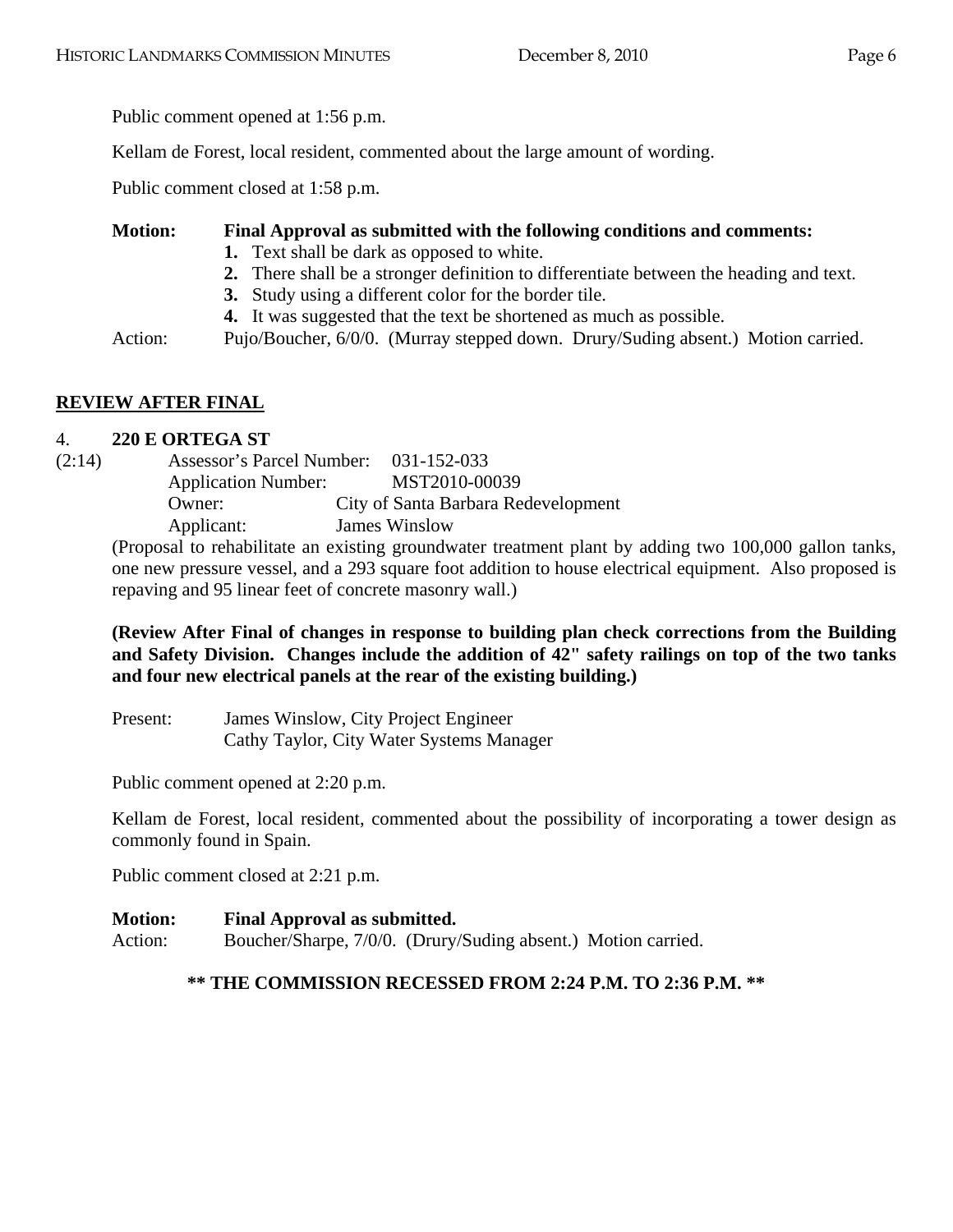Public comment opened at 1:56 p.m.

Kellam de Forest, local resident, commented about the large amount of wording.

Public comment closed at 1:58 p.m.

**Motion: Final Approval as submitted with the following conditions and comments:**

1. Text shall be dark as opposed to white.
2. There shall be a stronger definition to differentiate between the heading and text.
3. Study using a different color for the border tile.
4. It was suggested that the text be shortened as much as possible.

Action: Pujo/Boucher, 6/0/0. (Murray stepped down. Drury/Suding absent.) Motion carried.

## REVIEW AFTER FINAL

4. **220 E ORTEGA ST**

(2:14)

Assessor's Parcel Number: 031-152-033
Application Number: MST2010-00039
Owner: City of Santa Barbara Redevelopment
Applicant: James Winslow

(Proposal to rehabilitate an existing groundwater treatment plant by adding two 100,000 gallon tanks, one new pressure vessel, and a 293 square foot addition to house electrical equipment. Also proposed is repaving and 95 linear feet of concrete masonry wall.)

**(Review After Final of changes in response to building plan check corrections from the Building and Safety Division. Changes include the addition of 42" safety railings on top of the two tanks and four new electrical panels at the rear of the existing building.)**

Present: James Winslow, City Project Engineer
Cathy Taylor, City Water Systems Manager

Public comment opened at 2:20 p.m.

Kellam de Forest, local resident, commented about the possibility of incorporating a tower design as commonly found in Spain.

Public comment closed at 2:21 p.m.

**Motion: Final Approval as submitted.**

Action: Boucher/Sharpe, 7/0/0. (Drury/Suding absent.) Motion carried.

**\*\* THE COMMISSION RECESSED FROM 2:24 P.M. TO 2:36 P.M. \*\***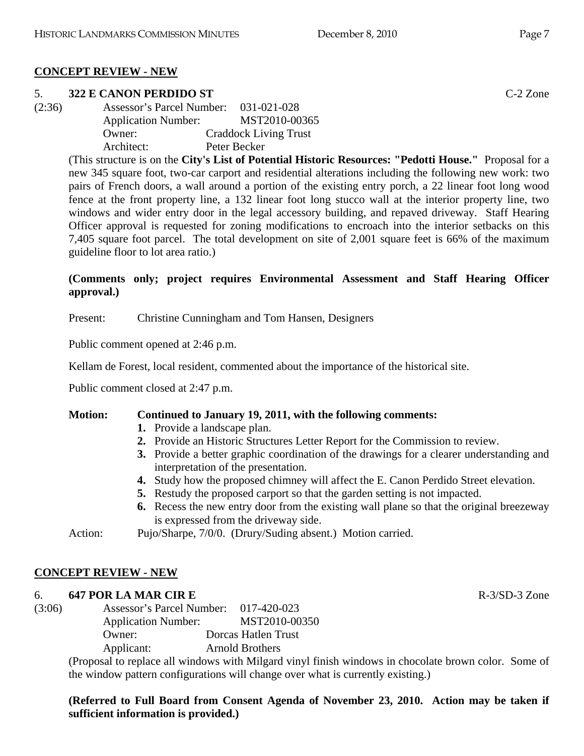## CONCEPT REVIEW - NEW

5. **322 E CANON PERDIDO ST** C-2 Zone

(2:36) Assessor's Parcel Number: 031-021-028
Application Number: MST2010-00365
Owner: Craddock Living Trust
Architect: Peter Becker

(This structure is on the **City's List of Potential Historic Resources: "Pedotti House."** Proposal for a new 345 square foot, two-car carport and residential alterations including the following new work: two pairs of French doors, a wall around a portion of the existing entry porch, a 22 linear foot long wood fence at the front property line, a 132 linear foot long stucco wall at the interior property line, two windows and wider entry door in the legal accessory building, and repaved driveway. Staff Hearing Officer approval is requested for zoning modifications to encroach into the interior setbacks on this 7,405 square foot parcel. The total development on site of 2,001 square feet is 66% of the maximum guideline floor to lot area ratio.)

**(Comments only; project requires Environmental Assessment and Staff Hearing Officer approval.)**

Present: Christine Cunningham and Tom Hansen, Designers

Public comment opened at 2:46 p.m.

Kellam de Forest, local resident, commented about the importance of the historical site.

Public comment closed at 2:47 p.m.

**Motion: Continued to January 19, 2011, with the following comments:**

1. Provide a landscape plan.
2. Provide an Historic Structures Letter Report for the Commission to review.
3. Provide a better graphic coordination of the drawings for a clearer understanding and interpretation of the presentation.
4. Study how the proposed chimney will affect the E. Canon Perdido Street elevation.
5. Restudy the proposed carport so that the garden setting is not impacted.
6. Recess the new entry door from the existing wall plane so that the original breezeway is expressed from the driveway side.

Action: Pujo/Sharpe, 7/0/0. (Drury/Suding absent.) Motion carried.

## CONCEPT REVIEW - NEW

6. **647 POR LA MAR CIR E** R-3/SD-3 Zone

(3:06) Assessor's Parcel Number: 017-420-023
Application Number: MST2010-00350
Owner: Dorcas Hatlen Trust
Applicant: Arnold Brothers

(Proposal to replace all windows with Milgard vinyl finish windows in chocolate brown color. Some of the window pattern configurations will change over what is currently existing.)

**(Referred to Full Board from Consent Agenda of November 23, 2010. Action may be taken if sufficient information is provided.)**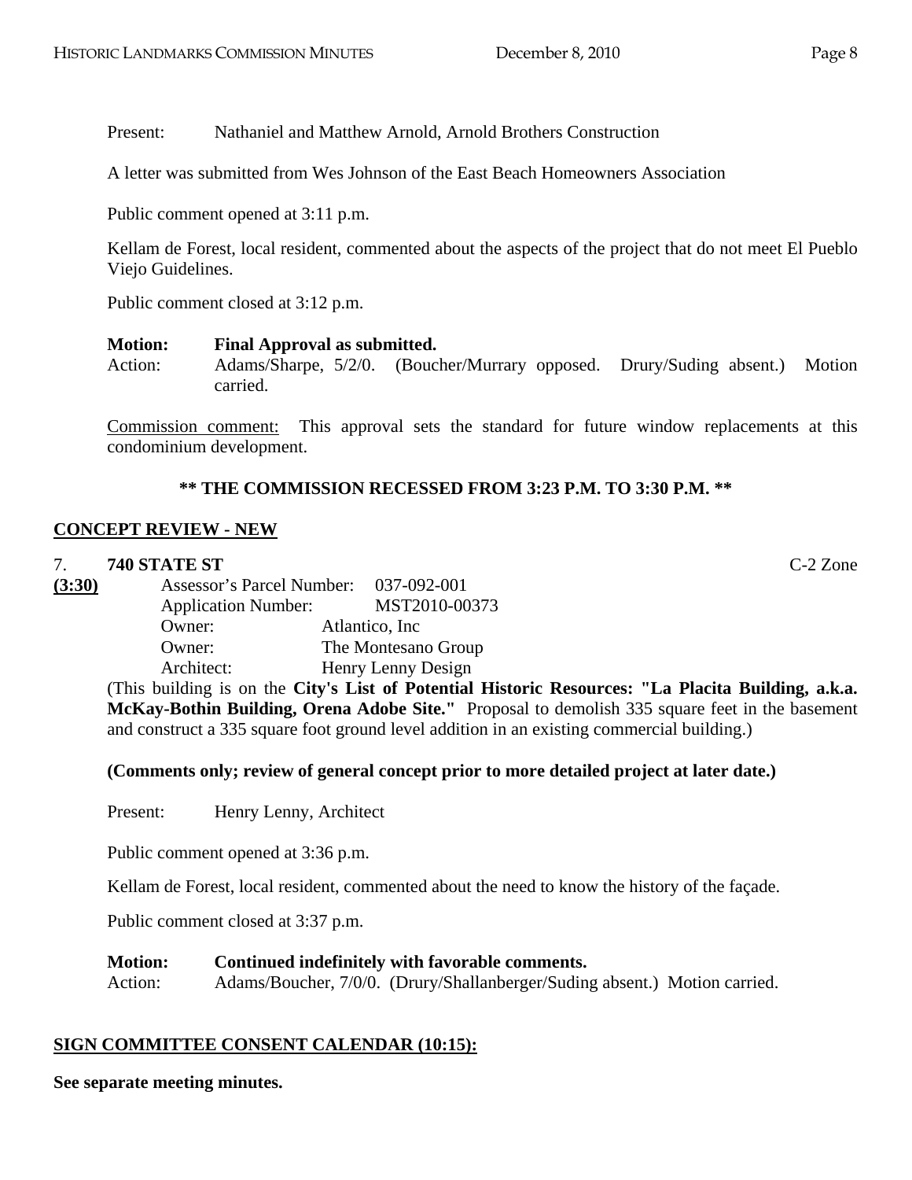Present: Nathaniel and Matthew Arnold, Arnold Brothers Construction

A letter was submitted from Wes Johnson of the East Beach Homeowners Association

Public comment opened at 3:11 p.m.

Kellam de Forest, local resident, commented about the aspects of the project that do not meet El Pueblo Viejo Guidelines.

Public comment closed at 3:12 p.m.

**Motion: Final Approval as submitted.**

Action: Adams/Sharpe, 5/2/0. (Boucher/Murray opposed. Drury/Suding absent.) Motion carried.

Commission comment: This approval sets the standard for future window replacements at this condominium development.

**\*\* THE COMMISSION RECESSED FROM 3:23 P.M. TO 3:30 P.M. \*\***

## CONCEPT REVIEW - NEW

7. **740 STATE ST** C-2 Zone

**(3:30)**

Assessor's Parcel Number: 037-092-001
Application Number: MST2010-00373
Owner: Atlantico, Inc
Owner: The Montesano Group
Architect: Henry Lenny Design

(This building is on the **City's List of Potential Historic Resources: "La Placita Building, a.k.a. McKay-Bothin Building, Orena Adobe Site."** Proposal to demolish 335 square feet in the basement and construct a 335 square foot ground level addition in an existing commercial building.)

**(Comments only; review of general concept prior to more detailed project at later date.)**

Present: Henry Lenny, Architect

Public comment opened at 3:36 p.m.

Kellam de Forest, local resident, commented about the need to know the history of the façade.

Public comment closed at 3:37 p.m.

**Motion: Continued indefinitely with favorable comments.**

Action: Adams/Boucher, 7/0/0. (Drury/Shallanberger/Suding absent.) Motion carried.

## SIGN COMMITTEE CONSENT CALENDAR (10:15):

**See separate meeting minutes.**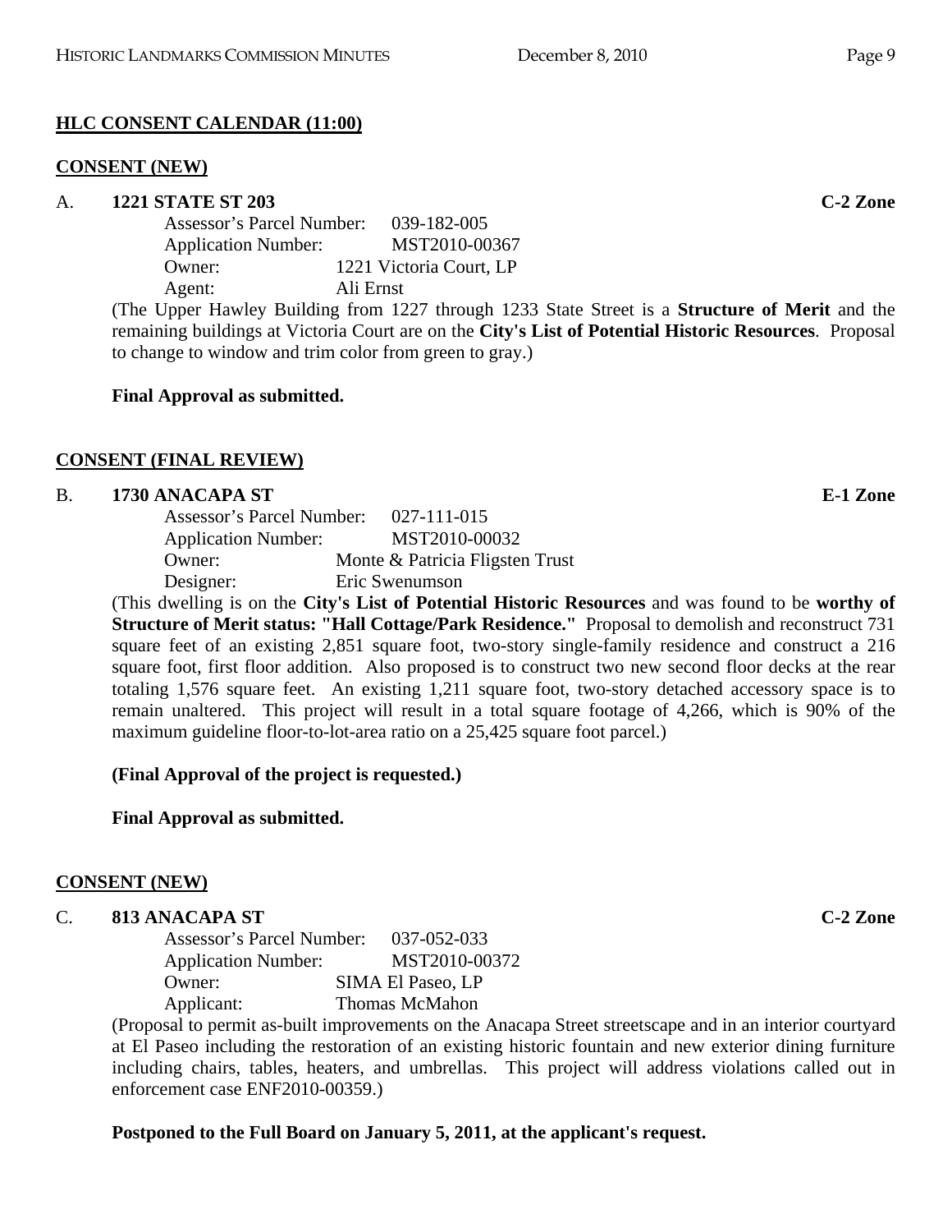## HLC CONSENT CALENDAR (11:00)

### CONSENT (NEW)

A. **1221 STATE ST 203** **C-2 Zone**

Assessor's Parcel Number: 039-182-005
Application Number: MST2010-00367
Owner: 1221 Victoria Court, LP
Agent: Ali Ernst

(The Upper Hawley Building from 1227 through 1233 State Street is a **Structure of Merit** and the remaining buildings at Victoria Court are on the **City's List of Potential Historic Resources**. Proposal to change to window and trim color from green to gray.)

**Final Approval as submitted.**

### CONSENT (FINAL REVIEW)

B. **1730 ANACAPA ST** **E-1 Zone**

Assessor's Parcel Number: 027-111-015
Application Number: MST2010-00032
Owner: Monte & Patricia Fligsten Trust
Designer: Eric Swenumson

(This dwelling is on the **City's List of Potential Historic Resources** and was found to be **worthy of Structure of Merit status: "Hall Cottage/Park Residence."** Proposal to demolish and reconstruct 731 square feet of an existing 2,851 square foot, two-story single-family residence and construct a 216 square foot, first floor addition. Also proposed is to construct two new second floor decks at the rear totaling 1,576 square feet. An existing 1,211 square foot, two-story detached accessory space is to remain unaltered. This project will result in a total square footage of 4,266, which is 90% of the maximum guideline floor-to-lot-area ratio on a 25,425 square foot parcel.)

**(Final Approval of the project is requested.)**

**Final Approval as submitted.**

### CONSENT (NEW)

C. **813 ANACAPA ST** **C-2 Zone**

Assessor's Parcel Number: 037-052-033
Application Number: MST2010-00372
Owner: SIMA El Paseo, LP
Applicant: Thomas McMahon

(Proposal to permit as-built improvements on the Anacapa Street streetscape and in an interior courtyard at El Paseo including the restoration of an existing historic fountain and new exterior dining furniture including chairs, tables, heaters, and umbrellas. This project will address violations called out in enforcement case ENF2010-00359.)

**Postponed to the Full Board on January 5, 2011, at the applicant's request.**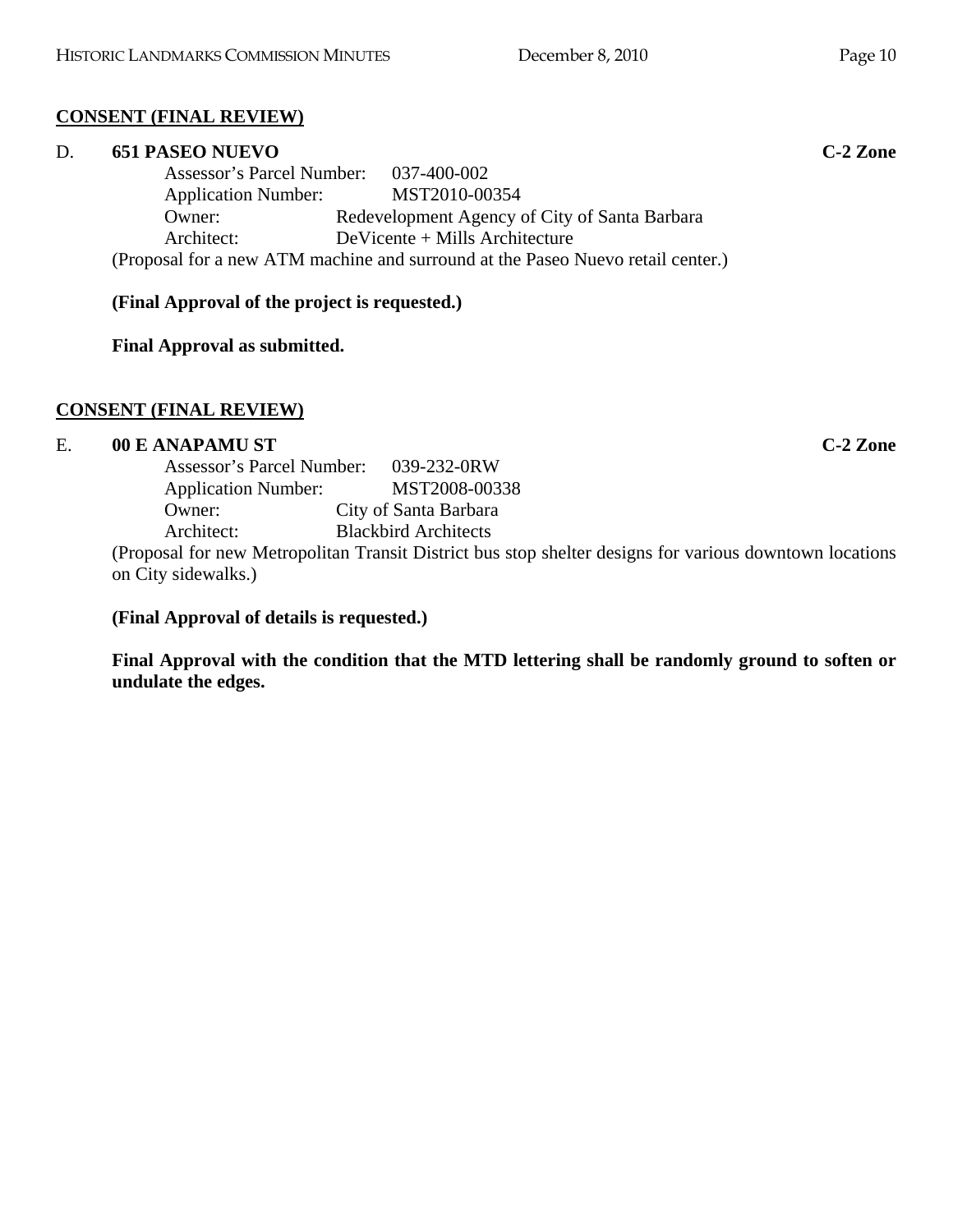**CONSENT (FINAL REVIEW)**

D. **651 PASEO NUEVO** **C-2 Zone**

Assessor's Parcel Number: 037-400-002
Application Number: MST2010-00354
Owner: Redevelopment Agency of City of Santa Barbara
Architect: DeVicente + Mills Architecture

(Proposal for a new ATM machine and surround at the Paseo Nuevo retail center.)

**(Final Approval of the project is requested.)**

**Final Approval as submitted.**

**CONSENT (FINAL REVIEW)**

E. **00 E ANAPAMU ST** **C-2 Zone**

Assessor's Parcel Number: 039-232-0RW
Application Number: MST2008-00338
Owner: City of Santa Barbara
Architect: Blackbird Architects

(Proposal for new Metropolitan Transit District bus stop shelter designs for various downtown locations on City sidewalks.)

**(Final Approval of details is requested.)**

**Final Approval with the condition that the MTD lettering shall be randomly ground to soften or undulate the edges.**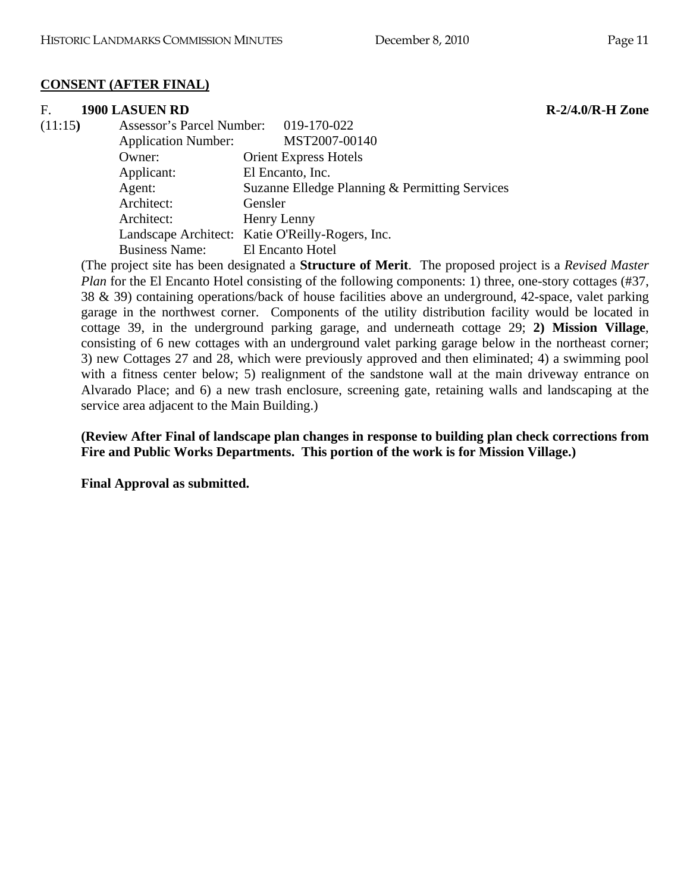**CONSENT (AFTER FINAL)**

F. **1900 LASUEN RD** **R-2/4.0/R-H Zone**

(11:15**)**

Assessor's Parcel Number: 019-170-022
Application Number: MST2007-00140
Owner: Orient Express Hotels
Applicant: El Encanto, Inc.
Agent: Suzanne Elledge Planning & Permitting Services
Architect: Gensler
Architect: Henry Lenny
Landscape Architect: Katie O'Reilly-Rogers, Inc.
Business Name: El Encanto Hotel

(The project site has been designated a **Structure of Merit**. The proposed project is a *Revised Master Plan* for the El Encanto Hotel consisting of the following components: 1) three, one-story cottages (#37, 38 & 39) containing operations/back of house facilities above an underground, 42-space, valet parking garage in the northwest corner. Components of the utility distribution facility would be located in cottage 39, in the underground parking garage, and underneath cottage 29; **2) Mission Village**, consisting of 6 new cottages with an underground valet parking garage below in the northeast corner; 3) new Cottages 27 and 28, which were previously approved and then eliminated; 4) a swimming pool with a fitness center below; 5) realignment of the sandstone wall at the main driveway entrance on Alvarado Place; and 6) a new trash enclosure, screening gate, retaining walls and landscaping at the service area adjacent to the Main Building.)

**(Review After Final of landscape plan changes in response to building plan check corrections from Fire and Public Works Departments. This portion of the work is for Mission Village.)**

**Final Approval as submitted.**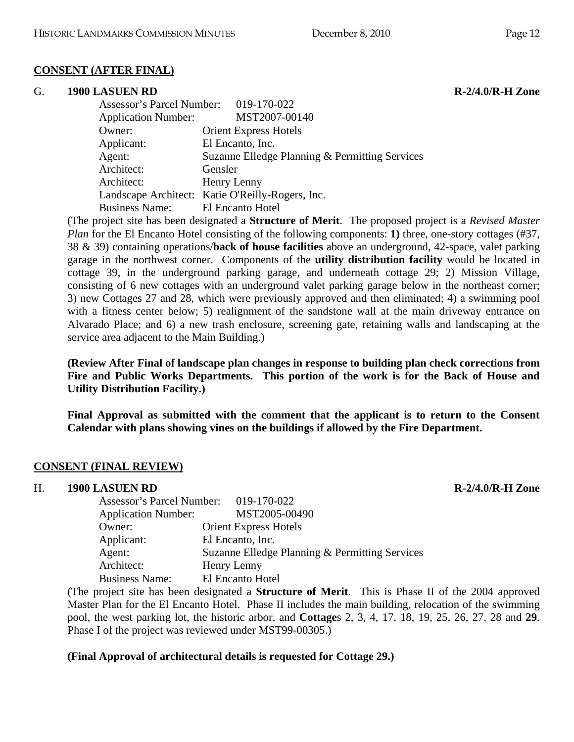## CONSENT (AFTER FINAL)

G. **1900 LASUEN RD** **R-2/4.0/R-H Zone**

Assessor's Parcel Number: 019-170-022
Application Number: MST2007-00140
Owner: Orient Express Hotels
Applicant: El Encanto, Inc.
Agent: Suzanne Elledge Planning & Permitting Services
Architect: Gensler
Architect: Henry Lenny
Landscape Architect: Katie O'Reilly-Rogers, Inc.
Business Name: El Encanto Hotel

(The project site has been designated a **Structure of Merit**. The proposed project is a *Revised Master Plan* for the El Encanto Hotel consisting of the following components: **1)** three, one-story cottages (#37, 38 & 39) containing operations/**back of house facilities** above an underground, 42-space, valet parking garage in the northwest corner. Components of the **utility distribution facility** would be located in cottage 39, in the underground parking garage, and underneath cottage 29; 2) Mission Village, consisting of 6 new cottages with an underground valet parking garage below in the northeast corner; 3) new Cottages 27 and 28, which were previously approved and then eliminated; 4) a swimming pool with a fitness center below; 5) realignment of the sandstone wall at the main driveway entrance on Alvarado Place; and 6) a new trash enclosure, screening gate, retaining walls and landscaping at the service area adjacent to the Main Building.)

**(Review After Final of landscape plan changes in response to building plan check corrections from Fire and Public Works Departments. This portion of the work is for the Back of House and Utility Distribution Facility.)**

**Final Approval as submitted with the comment that the applicant is to return to the Consent Calendar with plans showing vines on the buildings if allowed by the Fire Department.**

## CONSENT (FINAL REVIEW)

H. **1900 LASUEN RD** **R-2/4.0/R-H Zone**

Assessor's Parcel Number: 019-170-022
Application Number: MST2005-00490
Owner: Orient Express Hotels
Applicant: El Encanto, Inc.
Agent: Suzanne Elledge Planning & Permitting Services
Architect: Henry Lenny
Business Name: El Encanto Hotel

(The project site has been designated a **Structure of Merit**. This is Phase II of the 2004 approved Master Plan for the El Encanto Hotel. Phase II includes the main building, relocation of the swimming pool, the west parking lot, the historic arbor, and **Cottage**s 2, 3, 4, 17, 18, 19, 25, 26, 27, 28 and **29**. Phase I of the project was reviewed under MST99-00305.)

**(Final Approval of architectural details is requested for Cottage 29.)**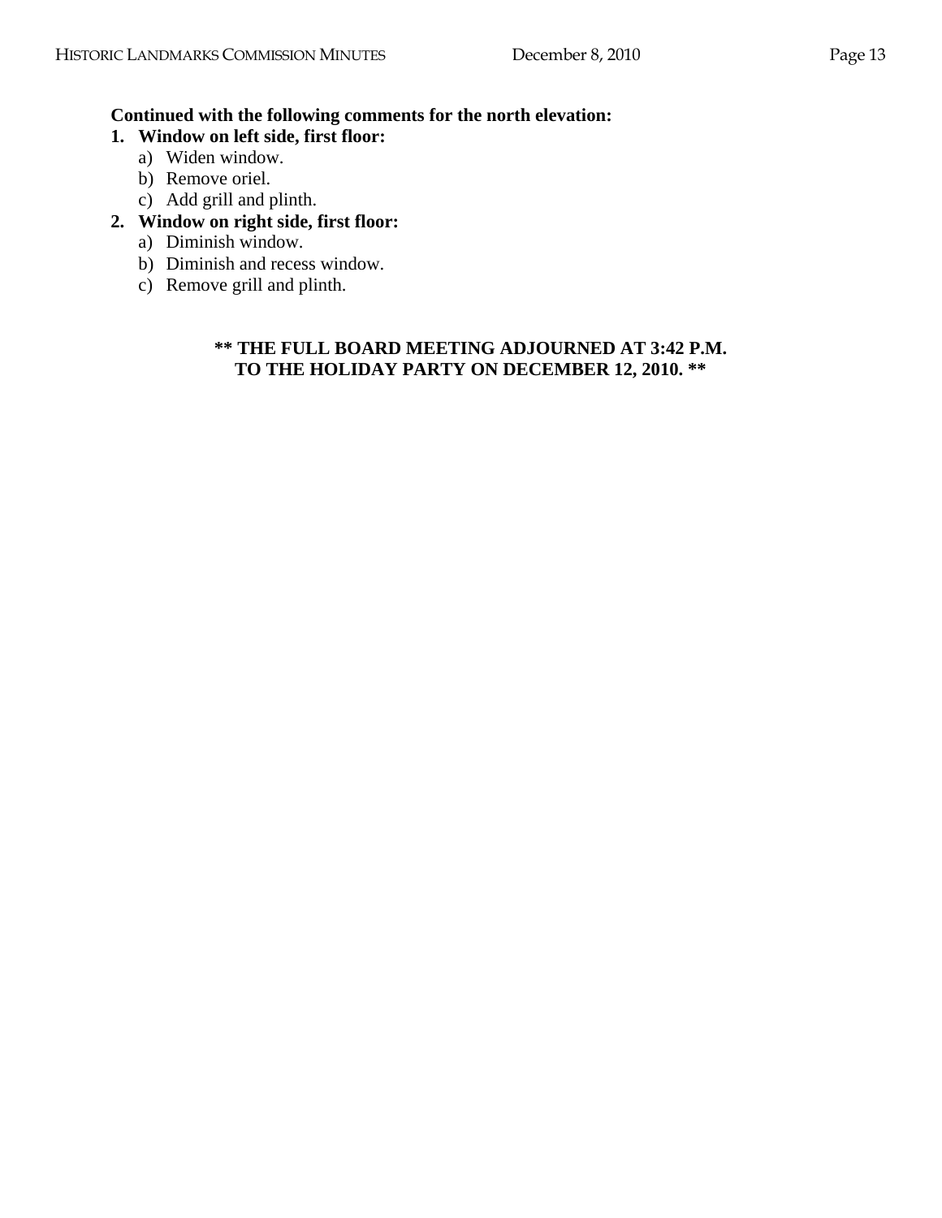**Continued with the following comments for the north elevation:**

1. **Window on left side, first floor:**
   a) Widen window.
   b) Remove oriel.
   c) Add grill and plinth.
2. **Window on right side, first floor:**
   a) Diminish window.
   b) Diminish and recess window.
   c) Remove grill and plinth.

**\*\* THE FULL BOARD MEETING ADJOURNED AT 3:42 P.M. TO THE HOLIDAY PARTY ON DECEMBER 12, 2010. \*\***